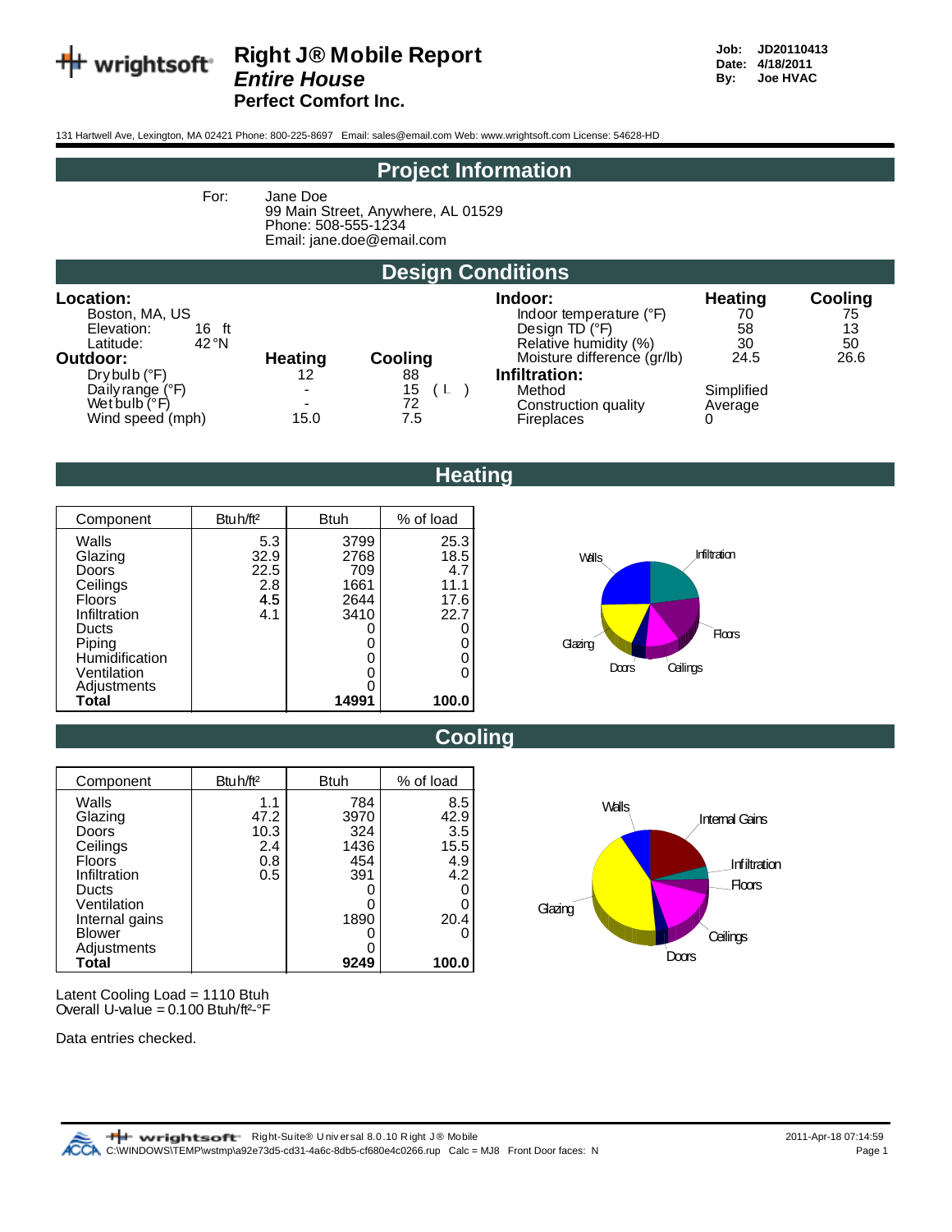# Right J® Mobile Report
## *Entire House*
**Perfect Comfort Inc.**

**Job:** JD20110413
**Date:** 4/18/2011
**By:** Joe HVAC

131 Hartwell Ave, Lexington, MA 02421 Phone: 800-225-8697 Email: sales@email.com Web: www.wrightsoft.com License: 54628-HD

## Project Information

For: Jane Doe
99 Main Street, Anywhere, AL 01529
Phone: 508-555-1234
Email: jane.doe@email.com

## Design Conditions

**Location:**
Boston, MA, US
Elevation: 16 ft
Latitude: 42°N

| Outdoor: | Heating | Cooling |
|---|---|---|
| Dry bulb (°F) | 12 | 88 |
| Daily range (°F) | - | 15 ( L ) |
| Wet bulb (°F) | - | 72 |
| Wind speed (mph) | 15.0 | 7.5 |

| Indoor: | Heating | Cooling |
|---|---|---|
| Indoor temperature (°F) | 70 | 75 |
| Design TD (°F) | 58 | 13 |
| Relative humidity (%) | 30 | 50 |
| Moisture difference (gr/lb) | 24.5 | 26.6 |

**Infiltration:**
Method: Simplified
Construction quality: Average
Fireplaces: 0

## Heating

| Component | Btuh/ft² | Btuh | % of load |
|---|---|---|---|
| Walls | 5.3 | 3799 | 25.3 |
| Glazing | 32.9 | 2768 | 18.5 |
| Doors | 22.5 | 709 | 4.7 |
| Ceilings | 2.8 | 1661 | 11.1 |
| Floors | 4.5 | 2644 | 17.6 |
| Infiltration | 4.1 | 3410 | 22.7 |
| Ducts | | 0 | 0 |
| Piping | | 0 | 0 |
| Humidification | | 0 | 0 |
| Ventilation | | 0 | 0 |
| Adjustments | | 0 | |
| **Total** | | **14991** | **100.0** |

## Cooling

| Component | Btuh/ft² | Btuh | % of load |
|---|---|---|---|
| Walls | 1.1 | 784 | 8.5 |
| Glazing | 47.2 | 3970 | 42.9 |
| Doors | 10.3 | 324 | 3.5 |
| Ceilings | 2.4 | 1436 | 15.5 |
| Floors | 0.8 | 454 | 4.9 |
| Infiltration | 0.5 | 391 | 4.2 |
| Ducts | | 0 | 0 |
| Ventilation | | 0 | 0 |
| Internal gains | | 1890 | 20.4 |
| Blower | | 0 | 0 |
| Adjustments | | 0 | |
| **Total** | | **9249** | **100.0** |

Latent Cooling Load = 1110 Btuh
Overall U-value = 0.100 Btuh/ft²-°F

Data entries checked.

Right-Suite® Universal 8.0.10 Right J® Mobile
C:\WINDOWS\TEMP\wstmp\a92e73d5-cd31-4a6c-8db5-cf680e4c0266.rup Calc = MJ8 Front Door faces: N
2011-Apr-18 07:14:59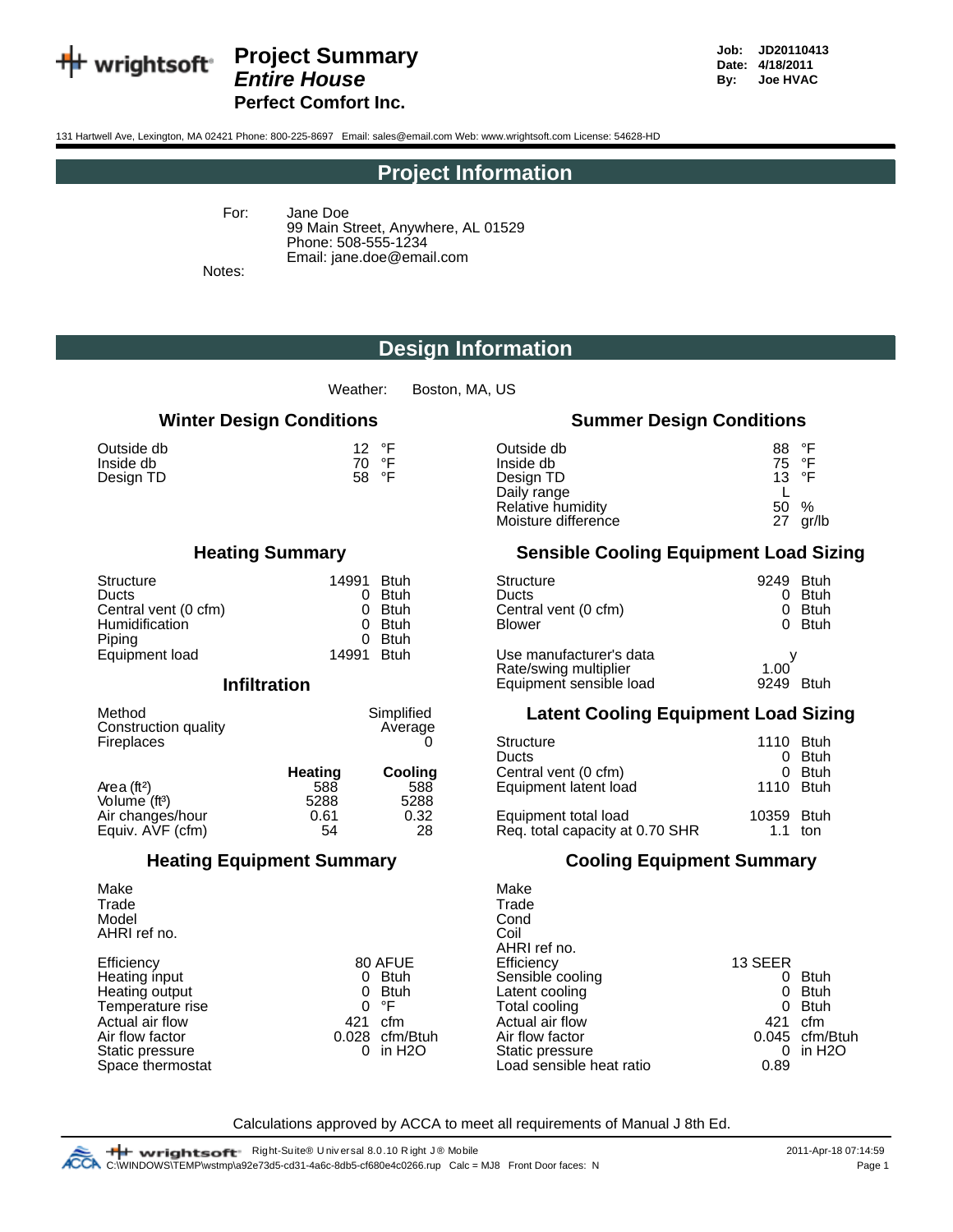# Project Summary
## *Entire House*
**Perfect Comfort Inc.**

**Job:** JD20110413
**Date:** 4/18/2011
**By:** Joe HVAC

131 Hartwell Ave, Lexington, MA 02421 Phone: 800-225-8697 Email: sales@email.com Web: www.wrightsoft.com License: 54628-HD

## Project Information

For: Jane Doe
99 Main Street, Anywhere, AL 01529
Phone: 508-555-1234
Email: jane.doe@email.com

Notes:

## Design Information

Weather: Boston, MA, US

### Winter Design Conditions

| | | |
|---|---|---|
| Outside db | 12 | °F |
| Inside db | 70 | °F |
| Design TD | 58 | °F |

### Heating Summary

| | | |
|---|---|---|
| Structure | 14991 | Btuh |
| Ducts | 0 | Btuh |
| Central vent (0 cfm) | 0 | Btuh |
| Humidification | 0 | Btuh |
| Piping | 0 | Btuh |
| Equipment load | 14991 | Btuh |

### Infiltration

| | | |
|---|---|---|
| Method | | Simplified |
| Construction quality | | Average |
| Fireplaces | | 0 |

| | Heating | Cooling |
|---|---|---|
| Area (ft²) | 588 | 588 |
| Volume (ft³) | 5288 | 5288 |
| Air changes/hour | 0.61 | 0.32 |
| Equiv. AVF (cfm) | 54 | 28 |

### Heating Equipment Summary

| | | |
|---|---|---|
| Make | | |
| Trade | | |
| Model | | |
| AHRI ref no. | | |
| Efficiency | 80 AFUE | |
| Heating input | 0 | Btuh |
| Heating output | 0 | Btuh |
| Temperature rise | 0 | °F |
| Actual air flow | 421 | cfm |
| Air flow factor | 0.028 | cfm/Btuh |
| Static pressure | 0 | in H2O |
| Space thermostat | | |

### Summer Design Conditions

| | | |
|---|---|---|
| Outside db | 88 | °F |
| Inside db | 75 | °F |
| Design TD | 13 | °F |
| Daily range | L | |
| Relative humidity | 50 | % |
| Moisture difference | 27 | gr/lb |

### Sensible Cooling Equipment Load Sizing

| | | |
|---|---|---|
| Structure | 9249 | Btuh |
| Ducts | 0 | Btuh |
| Central vent (0 cfm) | 0 | Btuh |
| Blower | 0 | Btuh |
| Use manufacturer's data | y | |
| Rate/swing multiplier | 1.00 | |
| Equipment sensible load | 9249 | Btuh |

### Latent Cooling Equipment Load Sizing

| | | |
|---|---|---|
| Structure | 1110 | Btuh |
| Ducts | 0 | Btuh |
| Central vent (0 cfm) | 0 | Btuh |
| Equipment latent load | 1110 | Btuh |
| Equipment total load | 10359 | Btuh |
| Req. total capacity at 0.70 SHR | 1.1 | ton |

### Cooling Equipment Summary

| | | |
|---|---|---|
| Make | | |
| Trade | | |
| Cond | | |
| Coil | | |
| AHRI ref no. | | |
| Efficiency | 13 SEER | |
| Sensible cooling | 0 | Btuh |
| Latent cooling | 0 | Btuh |
| Total cooling | 0 | Btuh |
| Actual air flow | 421 | cfm |
| Air flow factor | 0.045 | cfm/Btuh |
| Static pressure | 0 | in H2O |
| Load sensible heat ratio | 0.89 | |

Calculations approved by ACCA to meet all requirements of Manual J 8th Ed.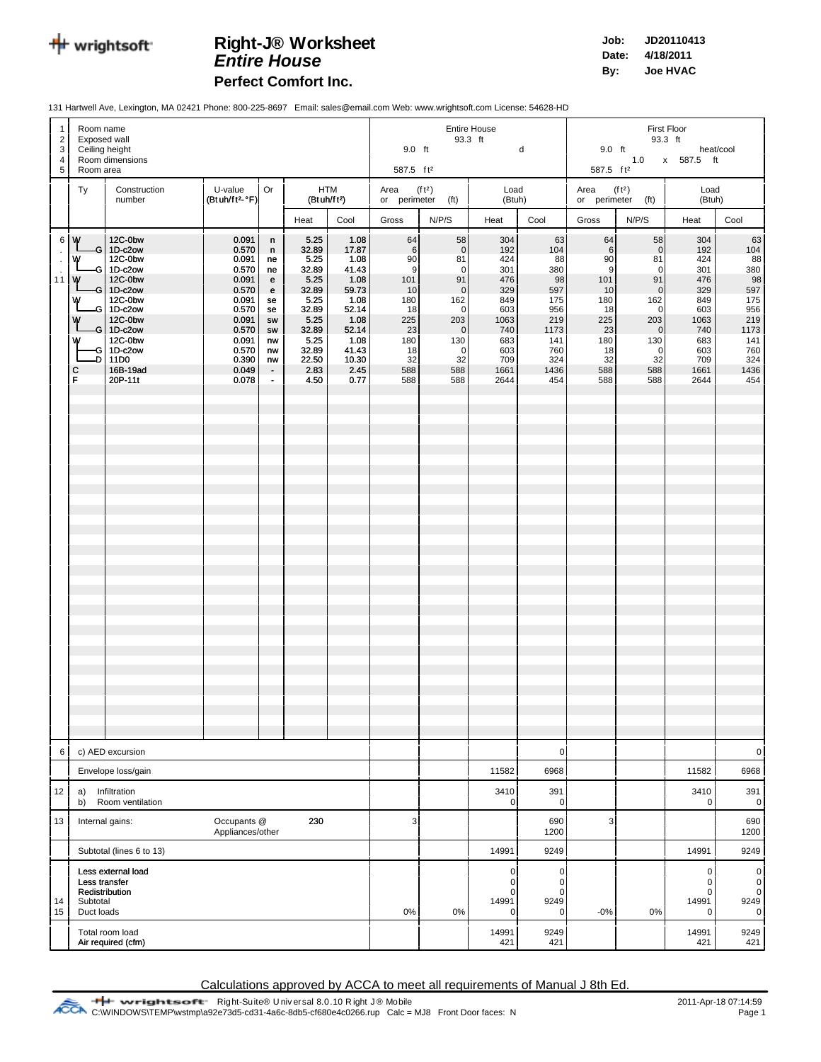# Right-J® Worksheet
## *Entire House*
### Perfect Comfort Inc.

**Job:** JD20110413
**Date:** 4/18/2011
**By:** Joe HVAC

131 Hartwell Ave, Lexington, MA 02421 Phone: 800-225-8697 Email: sales@email.com Web: www.wrightsoft.com License: 54628-HD

| # | | | | | | | Entire House | | | | First Floor | | | |
|---|---|---|---|---|---|---|---|---|---|---|---|---|---|---|
| 1 | Room name | | | | | | Entire House | | | | First Floor | | | |
| 2 | Exposed wall | | | | | | 93.3 ft | | | | 93.3 ft | | | |
| 3 | Ceiling height | | | | | | 9.0 ft | | | d | 9.0 ft | | | heat/cool |
| 4 | Room dimensions | | | | | | | | | | 1.0 x 587.5 ft | | | |
| 5 | Room area | | | | | | 587.5 ft² | | | | 587.5 ft² | | | |

| | Ty | Construction number | U-value (Btuh/ft²-°F) | Or | HTM (Btuh/ft²) Heat | HTM (Btuh/ft²) Cool | Area (ft²) or perimeter (ft) Gross | N/P/S | Load (Btuh) Heat | Load (Btuh) Cool | Area (ft²) or perimeter (ft) Gross | N/P/S | Load (Btuh) Heat | Load (Btuh) Cool |
|---|---|---|---|---|---|---|---|---|---|---|---|---|---|---|
| 6 | W | 12C-0bw | 0.091 | n | 5.25 | 1.08 | 64 | 58 | 304 | 63 | 64 | 58 | 304 | 63 |
| | G | 1D-c2ow | 0.570 | n | 32.89 | 17.87 | 6 | 0 | 192 | 104 | 6 | 0 | 192 | 104 |
| | W | 12C-0bw | 0.091 | ne | 5.25 | 1.08 | 90 | 81 | 424 | 88 | 90 | 81 | 424 | 88 |
| | G | 1D-c2ow | 0.570 | ne | 32.89 | 41.43 | 9 | 0 | 301 | 380 | 9 | 0 | 301 | 380 |
| 11 | W | 12C-0bw | 0.091 | e | 5.25 | 1.08 | 101 | 91 | 476 | 98 | 101 | 91 | 476 | 98 |
| | G | 1D-c2ow | 0.570 | e | 32.89 | 59.73 | 10 | 0 | 329 | 597 | 10 | 0 | 329 | 597 |
| | W | 12C-0bw | 0.091 | se | 5.25 | 1.08 | 180 | 162 | 849 | 175 | 180 | 162 | 849 | 175 |
| | G | 1D-c2ow | 0.570 | se | 32.89 | 52.14 | 18 | 0 | 603 | 956 | 18 | 0 | 603 | 956 |
| | W | 12C-0bw | 0.091 | sw | 5.25 | 1.08 | 225 | 203 | 1063 | 219 | 225 | 203 | 1063 | 219 |
| | G | 1D-c2ow | 0.570 | sw | 32.89 | 52.14 | 23 | 0 | 740 | 1173 | 23 | 0 | 740 | 1173 |
| | W | 12C-0bw | 0.091 | nw | 5.25 | 1.08 | 180 | 130 | 683 | 141 | 180 | 130 | 683 | 141 |
| | G | 1D-c2ow | 0.570 | nw | 32.89 | 41.43 | 18 | 0 | 603 | 760 | 18 | 0 | 603 | 760 |
| | D | 11D0 | 0.390 | nw | 22.50 | 10.30 | 32 | 32 | 709 | 324 | 32 | 32 | 709 | 324 |
| | C | 16B-19ad | 0.049 | - | 2.83 | 2.45 | 588 | 588 | 1661 | 1436 | 588 | 588 | 1661 | 1436 |
| | F | 20P-11t | 0.078 | - | 4.50 | 0.77 | 588 | 588 | 2644 | 454 | 588 | 588 | 2644 | 454 |
| 6 | c) AED excursion | | | | | | | | | 0 | | | | 0 |
| | Envelope loss/gain | | | | | | | | 11582 | 6968 | | | 11582 | 6968 |
| 12 | a) Infiltration | | | | | | | | 3410 | 391 | | | 3410 | 391 |
| | b) Room ventilation | | | | | | | | 0 | 0 | | | 0 | 0 |
| 13 | Internal gains: | | Occupants @ | | 230 | | 3 | | | 690 | 3 | | | 690 |
| | | | Appliances/other | | | | | | | 1200 | | | | 1200 |
| | Subtotal (lines 6 to 13) | | | | | | | | 14991 | 9249 | | | 14991 | 9249 |
| | Less external load | | | | | | | | 0 | 0 | | | 0 | 0 |
| | Less transfer | | | | | | | | 0 | 0 | | | 0 | 0 |
| | Redistribution | | | | | | | | 0 | 0 | | | 0 | 0 |
| 14 | Subtotal | | | | | | | | 14991 | 9249 | | | 14991 | 9249 |
| 15 | Duct loads | | | | | | 0% | 0% | 0 | 0 | -0% | 0% | 0 | 0 |
| | Total room load | | | | | | | | 14991 | 9249 | | | 14991 | 9249 |
| | Air required (cfm) | | | | | | | | 421 | 421 | | | 421 | 421 |

Calculations approved by ACCA to meet all requirements of Manual J 8th Ed.

wrightsoft Right-Suite® Universal 8.0.10 Right J® Mobile
C:\WINDOWS\TEMP\wstmp\a92e73d5-cd31-4a6c-8db5-cf680e4c0266.rup Calc = MJ8 Front Door faces: N
2011-Apr-18 07:14:59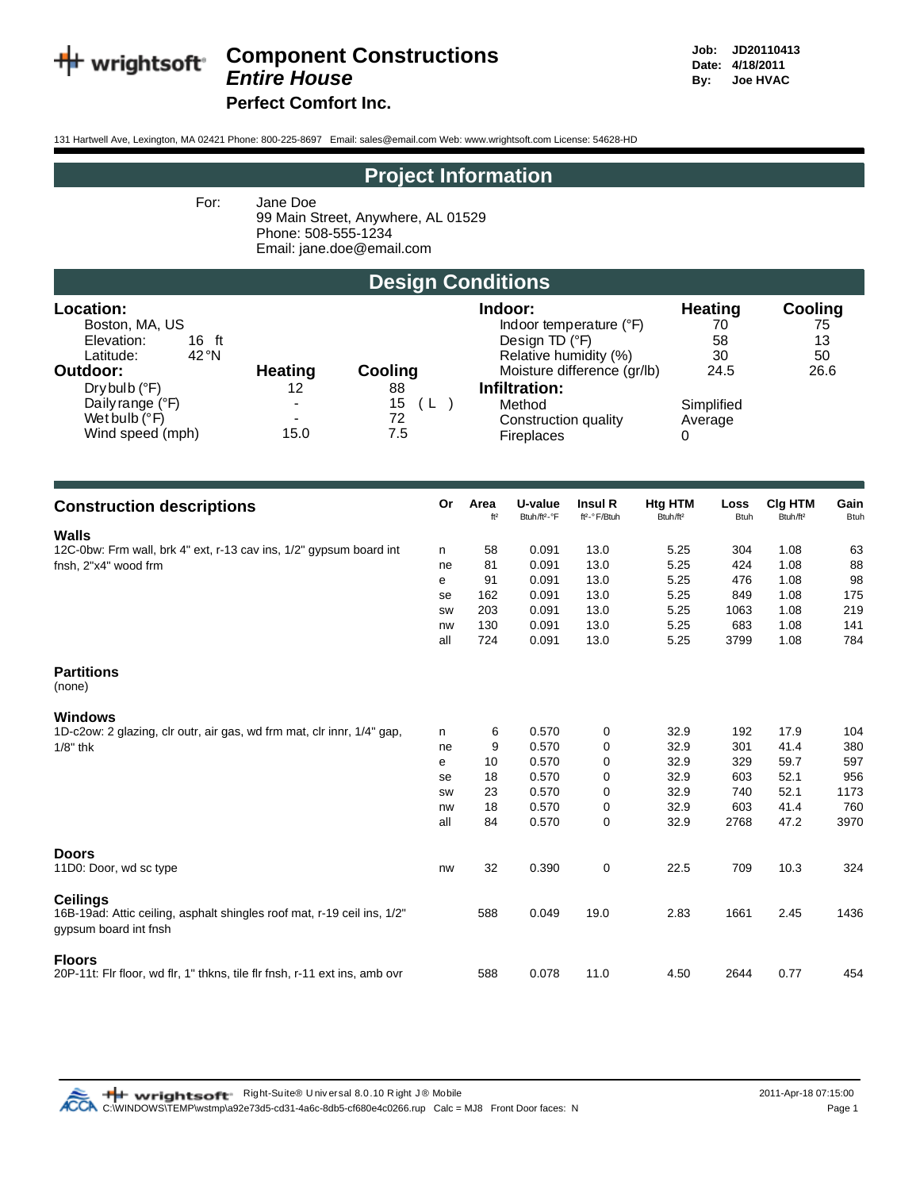# Component Constructions
## *Entire House*
### Perfect Comfort Inc.

**Job:** JD20110413
**Date:** 4/18/2011
**By:** Joe HVAC

131 Hartwell Ave, Lexington, MA 02421 Phone: 800-225-8697 Email: sales@email.com Web: www.wrightsoft.com License: 54628-HD

## Project Information

For: Jane Doe
99 Main Street, Anywhere, AL 01529
Phone: 508-555-1234
Email: jane.doe@email.com

## Design Conditions

**Location:**
Boston, MA, US
Elevation: 16 ft
Latitude: 42°N

| **Outdoor:** | **Heating** | **Cooling** |
|---|---|---|
| Dry bulb (°F) | 12 | 88 |
| Daily range (°F) | - | 15 ( L ) |
| Wet bulb (°F) | - | 72 |
| Wind speed (mph) | 15.0 | 7.5 |

| **Indoor:** | **Heating** | **Cooling** |
|---|---|---|
| Indoor temperature (°F) | 70 | 75 |
| Design TD (°F) | 58 | 13 |
| Relative humidity (%) | 30 | 50 |
| Moisture difference (gr/lb) | 24.5 | 26.6 |
| **Infiltration:** | | |
| Method | Simplified | |
| Construction quality | Average | |
| Fireplaces | 0 | |

| Construction descriptions | Or | Area ft² | U-value Btuh/ft²-°F | Insul R ft²-°F/Btuh | Htg HTM Btuh/ft² | Loss Btuh | Clg HTM Btuh/ft² | Gain Btuh |
|---|---|---|---|---|---|---|---|---|
| **Walls** | | | | | | | | |
| 12C-0bw: Frm wall, brk 4" ext, r-13 cav ins, 1/2" gypsum board int fnsh, 2"x4" wood frm | n | 58 | 0.091 | 13.0 | 5.25 | 304 | 1.08 | 63 |
| | ne | 81 | 0.091 | 13.0 | 5.25 | 424 | 1.08 | 88 |
| | e | 91 | 0.091 | 13.0 | 5.25 | 476 | 1.08 | 98 |
| | se | 162 | 0.091 | 13.0 | 5.25 | 849 | 1.08 | 175 |
| | sw | 203 | 0.091 | 13.0 | 5.25 | 1063 | 1.08 | 219 |
| | nw | 130 | 0.091 | 13.0 | 5.25 | 683 | 1.08 | 141 |
| | all | 724 | 0.091 | 13.0 | 5.25 | 3799 | 1.08 | 784 |
| **Partitions** | | | | | | | | |
| (none) | | | | | | | | |
| **Windows** | | | | | | | | |
| 1D-c2ow: 2 glazing, clr outr, air gas, wd frm mat, clr innr, 1/4" gap, 1/8" thk | n | 6 | 0.570 | 0 | 32.9 | 192 | 17.9 | 104 |
| | ne | 9 | 0.570 | 0 | 32.9 | 301 | 41.4 | 380 |
| | e | 10 | 0.570 | 0 | 32.9 | 329 | 59.7 | 597 |
| | se | 18 | 0.570 | 0 | 32.9 | 603 | 52.1 | 956 |
| | sw | 23 | 0.570 | 0 | 32.9 | 740 | 52.1 | 1173 |
| | nw | 18 | 0.570 | 0 | 32.9 | 603 | 41.4 | 760 |
| | all | 84 | 0.570 | 0 | 32.9 | 2768 | 47.2 | 3970 |
| **Doors** | | | | | | | | |
| 11D0: Door, wd sc type | nw | 32 | 0.390 | 0 | 22.5 | 709 | 10.3 | 324 |
| **Ceilings** | | | | | | | | |
| 16B-19ad: Attic ceiling, asphalt shingles roof mat, r-19 ceil ins, 1/2" gypsum board int fnsh | | 588 | 0.049 | 19.0 | 2.83 | 1661 | 2.45 | 1436 |
| **Floors** | | | | | | | | |
| 20P-11t: Flr floor, wd flr, 1" thkns, tile flr fnsh, r-11 ext ins, amb ovr | | 588 | 0.078 | 11.0 | 4.50 | 2644 | 0.77 | 454 |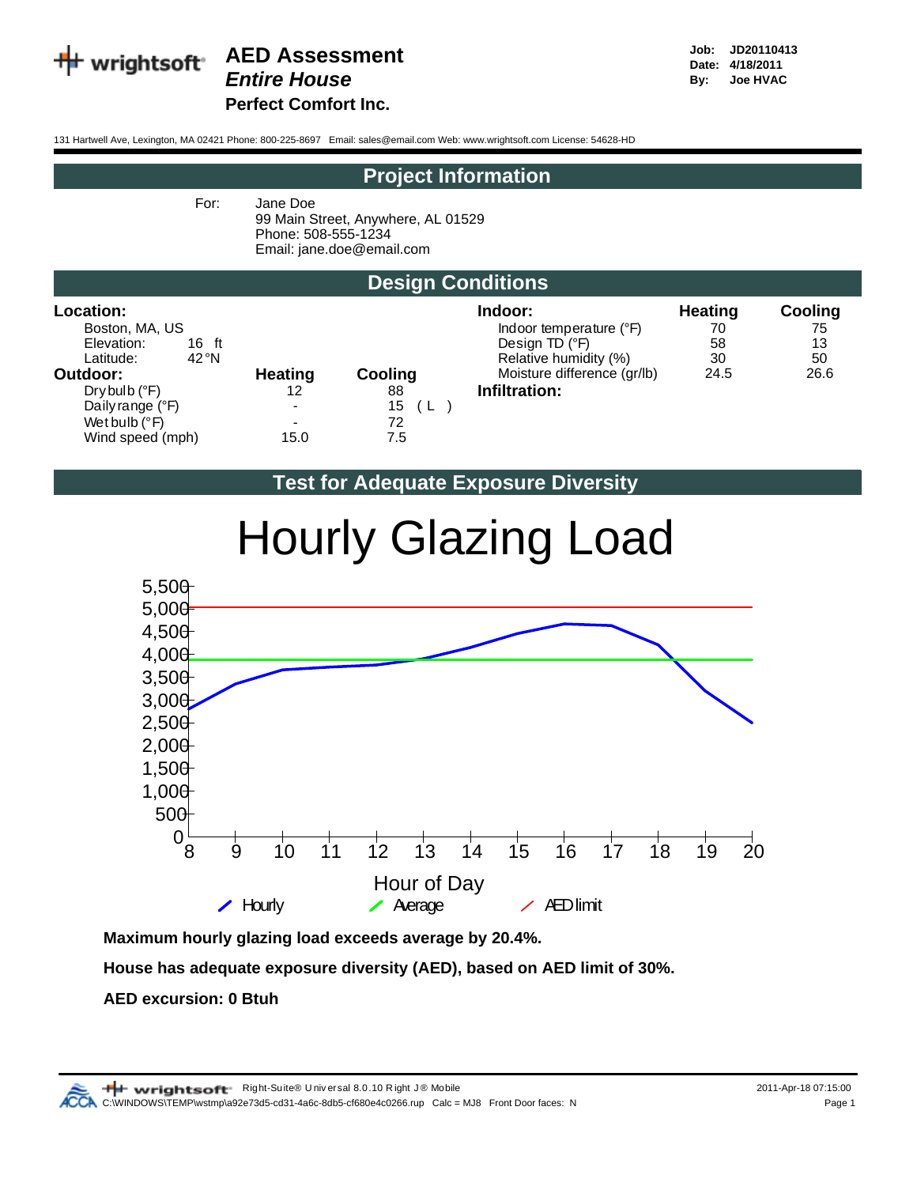# AED Assessment

***Entire House***

**Perfect Comfort Inc.**

**Job:** JD20110413
**Date:** 4/18/2011
**By:** Joe HVAC

131 Hartwell Ave, Lexington, MA 02421 Phone: 800-225-8697 Email: sales@email.com Web: www.wrightsoft.com License: 54628-HD

## Project Information

For: Jane Doe
99 Main Street, Anywhere, AL 01529
Phone: 508-555-1234
Email: jane.doe@email.com

## Design Conditions

**Location:**
Boston, MA, US
Elevation: 16 ft
Latitude: 42°N

| **Outdoor:** | **Heating** | **Cooling** |
|---|---|---|
| Dry bulb (°F) | 12 | 88 |
| Daily range (°F) | - | 15 ( L ) |
| Wet bulb (°F) | - | 72 |
| Wind speed (mph) | 15.0 | 7.5 |

| **Indoor:** | **Heating** | **Cooling** |
|---|---|---|
| Indoor temperature (°F) | 70 | 75 |
| Design TD (°F) | 58 | 13 |
| Relative humidity (%) | 30 | 50 |
| Moisture difference (gr/lb) | 24.5 | 26.6 |

**Infiltration:**

## Test for Adequate Exposure Diversity

**Maximum hourly glazing load exceeds average by 20.4%.**

**House has adequate exposure diversity (AED), based on AED limit of 30%.**

**AED excursion: 0 Btuh**

Right-Suite® Universal 8.0.10 Right J® Mobile
C:\WINDOWS\TEMP\wstmp\a92e73d5-cd31-4a6c-8db5-cf680e4c0266.rup Calc = MJ8 Front Door faces: N
2011-Apr-18 07:15:00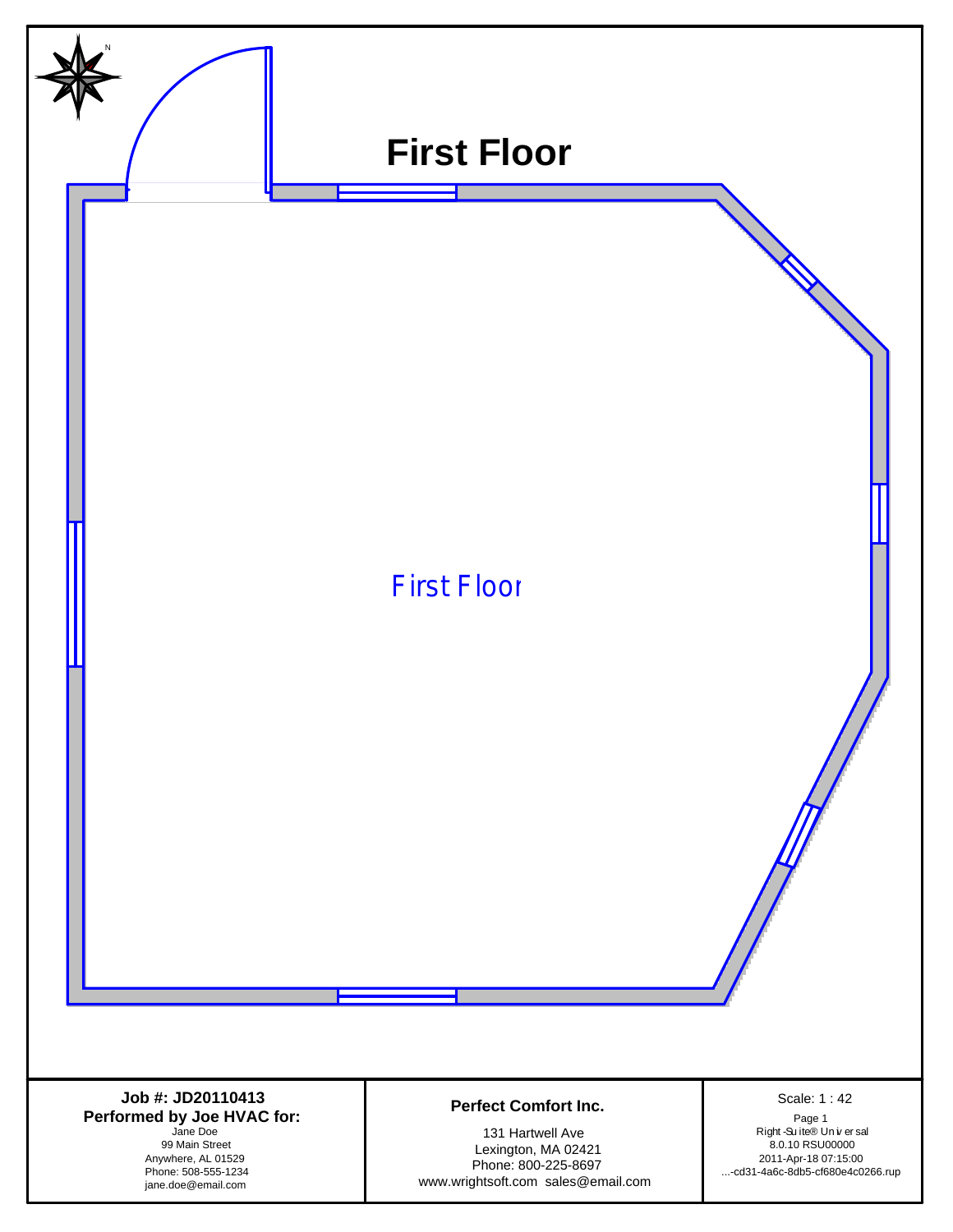# First Floor

N

First Floor

**Job #: JD20110413**
**Performed by Joe HVAC for:**
Jane Doe
99 Main Street
Anywhere, AL 01529
Phone: 508-555-1234
jane.doe@email.com

**Perfect Comfort Inc.**

131 Hartwell Ave
Lexington, MA 02421
Phone: 800-225-8697
www.wrightsoft.com sales@email.com

Scale: 1 : 42

Page 1
Right-Suite® Universal
8.0.10 RSU00000
2011-Apr-18 07:15:00
...-cd31-4a6c-8db5-cf680e4c0266.rup